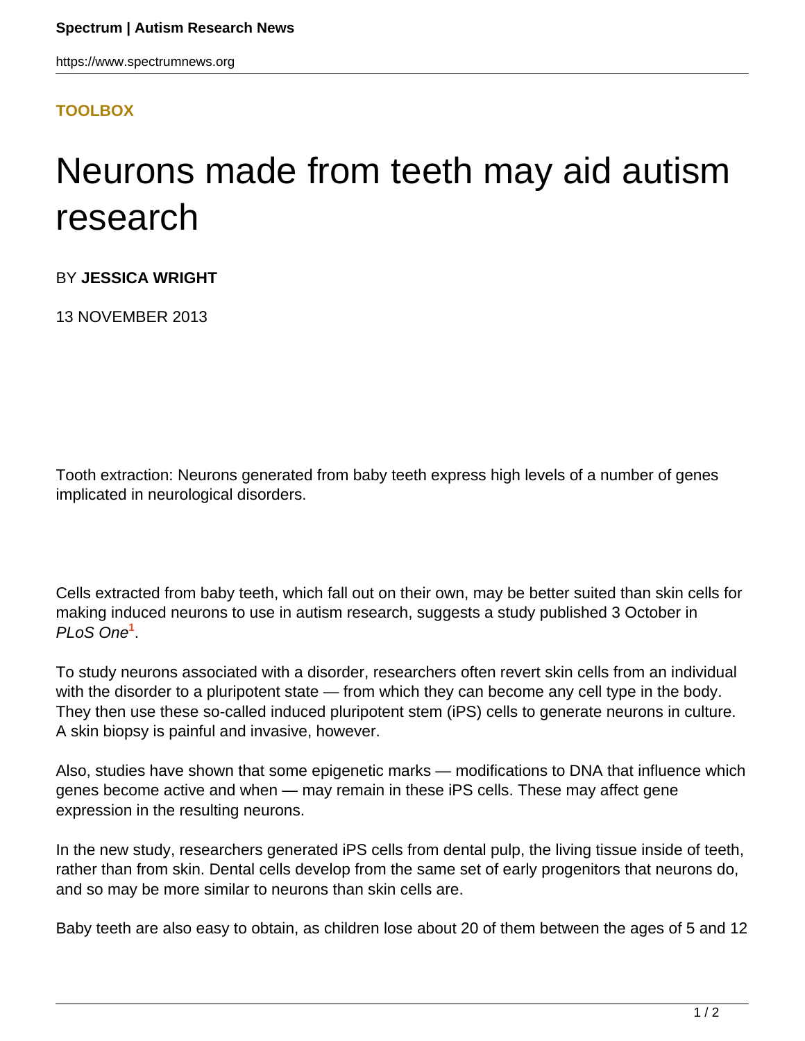**TOOLBOX**

# Neurons made from teeth may aid autism research

BY **JESSICA WRIGHT**

13 NOVEMBER 2013

Tooth extraction: Neurons generated from baby teeth express high levels of a number of genes implicated in neurological disorders.

Cells extracted from baby teeth, which fall out on their own, may be better suited than skin cells for making induced neurons to use in autism research, suggests a study published 3 October in *PLoS One*[1].

To study neurons associated with a disorder, researchers often revert skin cells from an individual with the disorder to a pluripotent state — from which they can become any cell type in the body. They then use these so-called induced pluripotent stem (iPS) cells to generate neurons in culture. A skin biopsy is painful and invasive, however.

Also, studies have shown that some epigenetic marks — modifications to DNA that influence which genes become active and when — may remain in these iPS cells. These may affect gene expression in the resulting neurons.

In the new study, researchers generated iPS cells from dental pulp, the living tissue inside of teeth, rather than from skin. Dental cells develop from the same set of early progenitors that neurons do, and so may be more similar to neurons than skin cells are.

Baby teeth are also easy to obtain, as children lose about 20 of them between the ages of 5 and 12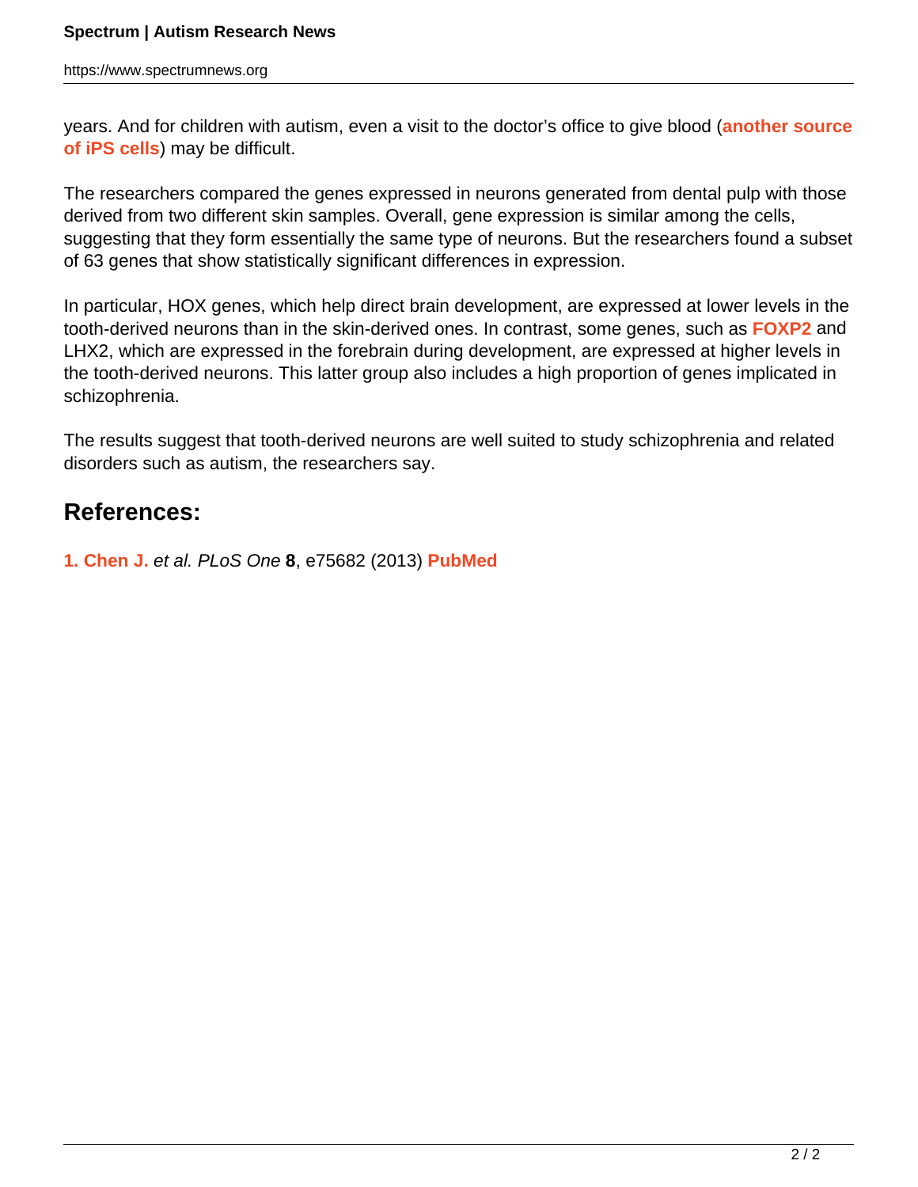years. And for children with autism, even a visit to the doctor's office to give blood (**another source of iPS cells**) may be difficult.

The researchers compared the genes expressed in neurons generated from dental pulp with those derived from two different skin samples. Overall, gene expression is similar among the cells, suggesting that they form essentially the same type of neurons. But the researchers found a subset of 63 genes that show statistically significant differences in expression.

In particular, HOX genes, which help direct brain development, are expressed at lower levels in the tooth-derived neurons than in the skin-derived ones. In contrast, some genes, such as **FOXP2** and LHX2, which are expressed in the forebrain during development, are expressed at higher levels in the tooth-derived neurons. This latter group also includes a high proportion of genes implicated in schizophrenia.

The results suggest that tooth-derived neurons are well suited to study schizophrenia and related disorders such as autism, the researchers say.

## References:

**1. Chen J.** *et al. PLoS One* **8**, e75682 (2013) **PubMed**